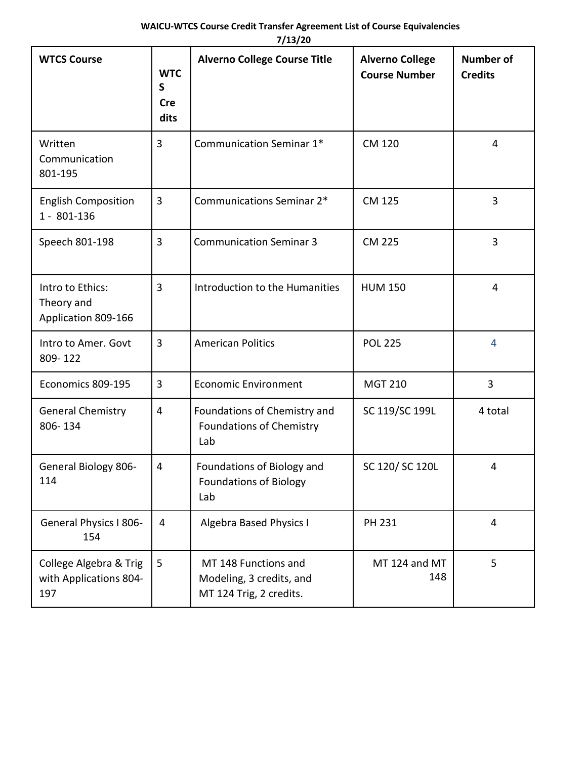**WAICU-WTCS Course Credit Transfer Agreement List of Course Equivalencies**

**7/13/20**

| WTCS Course | WTCS Credits | Alverno College Course Title | Alverno College Course Number | Number of Credits |
|---|---|---|---|---|
| Written Communication 801-195 | 3 | Communication Seminar 1* | CM 120 | 4 |
| English Composition 1 - 801-136 | 3 | Communications Seminar 2* | CM 125 | 3 |
| Speech 801-198 | 3 | Communication Seminar 3 | CM 225 | 3 |
| Intro to Ethics: Theory and Application 809-166 | 3 | Introduction to the Humanities | HUM 150 | 4 |
| Intro to Amer. Govt 809- 122 | 3 | American Politics | POL 225 | 4 |
| Economics 809-195 | 3 | Economic Environment | MGT 210 | 3 |
| General Chemistry 806- 134 | 4 | Foundations of Chemistry and Foundations of Chemistry Lab | SC 119/SC 199L | 4 total |
| General Biology 806-114 | 4 | Foundations of Biology and Foundations of Biology Lab | SC 120/ SC 120L | 4 |
| General Physics I 806-154 | 4 | Algebra Based Physics I | PH 231 | 4 |
| College Algebra & Trig with Applications 804-197 | 5 | MT 148 Functions and Modeling, 3 credits, and MT 124 Trig, 2 credits. | MT 124 and MT 148 | 5 |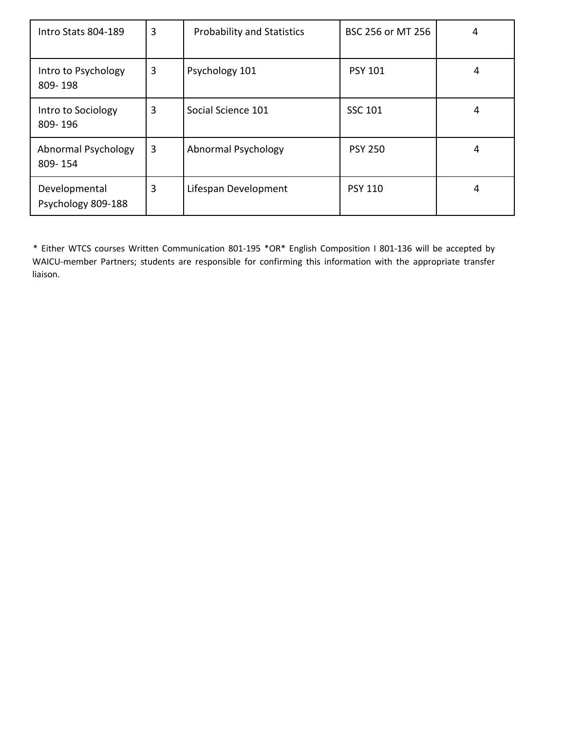| | | | | |
|---|---|---|---|---|
| Intro Stats 804-189 | 3 | Probability and Statistics | BSC 256 or MT 256 | 4 |
| Intro to Psychology 809- 198 | 3 | Psychology 101 | PSY 101 | 4 |
| Intro to Sociology 809- 196 | 3 | Social Science 101 | SSC 101 | 4 |
| Abnormal Psychology 809- 154 | 3 | Abnormal Psychology | PSY 250 | 4 |
| Developmental Psychology 809-188 | 3 | Lifespan Development | PSY 110 | 4 |

* Either WTCS courses Written Communication 801-195 *OR* English Composition I 801-136 will be accepted by WAICU-member Partners; students are responsible for confirming this information with the appropriate transfer liaison.